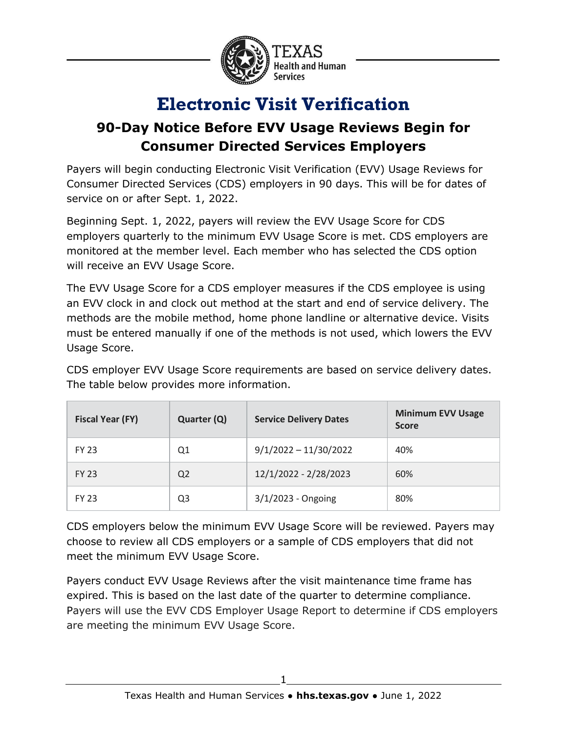# Electronic Visit Verification

## 90-Day Notice Before EVV Usage Reviews Begin for Consumer Directed Services Employers

Payers will begin conducting Electronic Visit Verification (EVV) Usage Reviews for Consumer Directed Services (CDS) employers in 90 days. This will be for dates of service on or after Sept. 1, 2022.

Beginning Sept. 1, 2022, payers will review the EVV Usage Score for CDS employers quarterly to the minimum EVV Usage Score is met. CDS employers are monitored at the member level. Each member who has selected the CDS option will receive an EVV Usage Score.

The EVV Usage Score for a CDS employer measures if the CDS employee is using an EVV clock in and clock out method at the start and end of service delivery. The methods are the mobile method, home phone landline or alternative device. Visits must be entered manually if one of the methods is not used, which lowers the EVV Usage Score.

CDS employer EVV Usage Score requirements are based on service delivery dates. The table below provides more information.

| Fiscal Year (FY) | Quarter (Q) | Service Delivery Dates | Minimum EVV Usage Score |
|---|---|---|---|
| FY 23 | Q1 | 9/1/2022 – 11/30/2022 | 40% |
| FY 23 | Q2 | 12/1/2022 - 2/28/2023 | 60% |
| FY 23 | Q3 | 3/1/2023 - Ongoing | 80% |

CDS employers below the minimum EVV Usage Score will be reviewed. Payers may choose to review all CDS employers or a sample of CDS employers that did not meet the minimum EVV Usage Score.

Payers conduct EVV Usage Reviews after the visit maintenance time frame has expired. This is based on the last date of the quarter to determine compliance. Payers will use the EVV CDS Employer Usage Report to determine if CDS employers are meeting the minimum EVV Usage Score.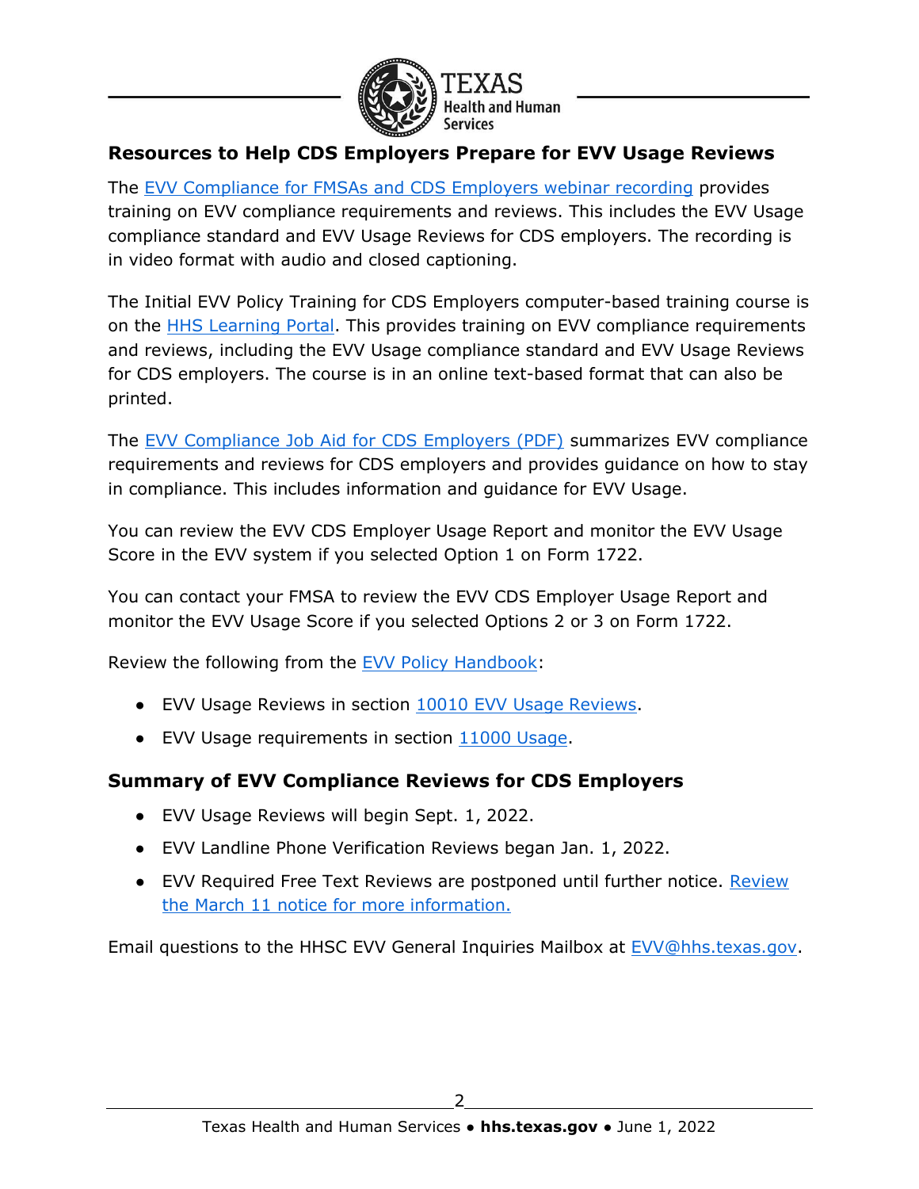## Resources to Help CDS Employers Prepare for EVV Usage Reviews

The EVV Compliance for FMSAs and CDS Employers webinar recording provides training on EVV compliance requirements and reviews. This includes the EVV Usage compliance standard and EVV Usage Reviews for CDS employers. The recording is in video format with audio and closed captioning.

The Initial EVV Policy Training for CDS Employers computer-based training course is on the HHS Learning Portal. This provides training on EVV compliance requirements and reviews, including the EVV Usage compliance standard and EVV Usage Reviews for CDS employers. The course is in an online text-based format that can also be printed.

The EVV Compliance Job Aid for CDS Employers (PDF) summarizes EVV compliance requirements and reviews for CDS employers and provides guidance on how to stay in compliance. This includes information and guidance for EVV Usage.

You can review the EVV CDS Employer Usage Report and monitor the EVV Usage Score in the EVV system if you selected Option 1 on Form 1722.

You can contact your FMSA to review the EVV CDS Employer Usage Report and monitor the EVV Usage Score if you selected Options 2 or 3 on Form 1722.

Review the following from the EVV Policy Handbook:

- EVV Usage Reviews in section 10010 EVV Usage Reviews.
- EVV Usage requirements in section 11000 Usage.

## Summary of EVV Compliance Reviews for CDS Employers

- EVV Usage Reviews will begin Sept. 1, 2022.
- EVV Landline Phone Verification Reviews began Jan. 1, 2022.
- EVV Required Free Text Reviews are postponed until further notice. Review the March 11 notice for more information.

Email questions to the HHSC EVV General Inquiries Mailbox at EVV@hhs.texas.gov.